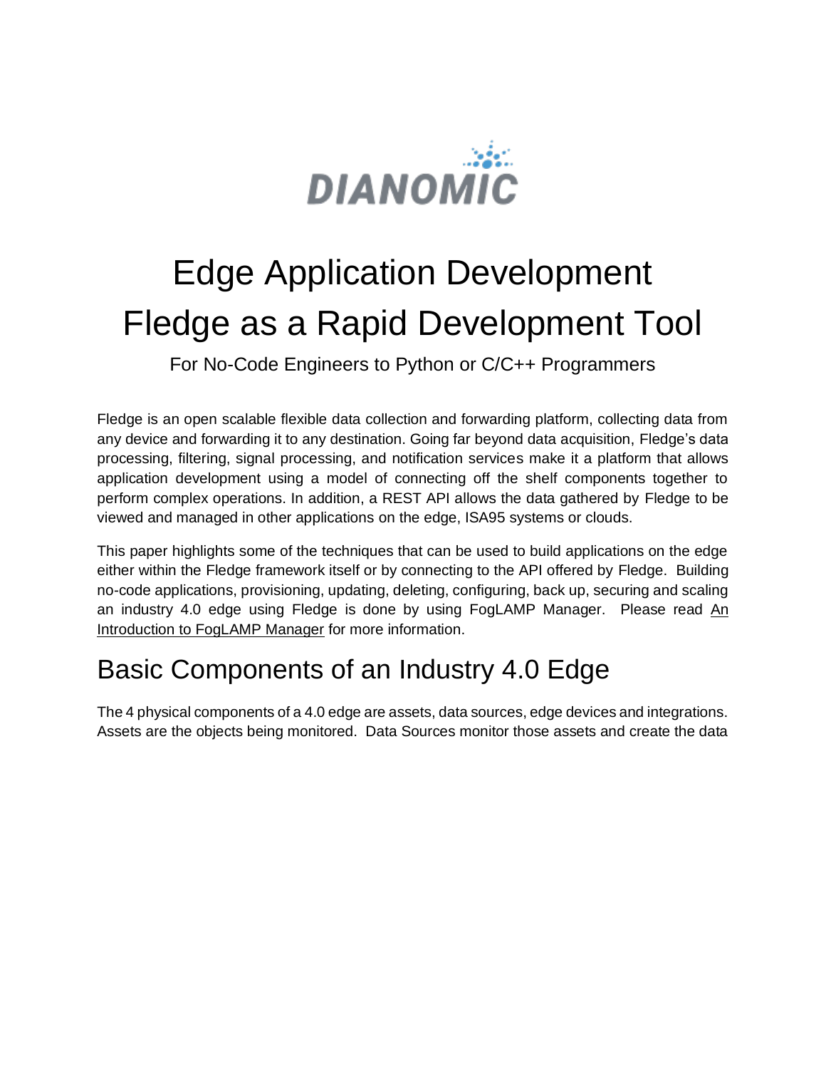DIANOMIC

# Edge Application Development
# Fledge as a Rapid Development Tool

For No-Code Engineers to Python or C/C++ Programmers

Fledge is an open scalable flexible data collection and forwarding platform, collecting data from any device and forwarding it to any destination. Going far beyond data acquisition, Fledge's data processing, filtering, signal processing, and notification services make it a platform that allows application development using a model of connecting off the shelf components together to perform complex operations. In addition, a REST API allows the data gathered by Fledge to be viewed and managed in other applications on the edge, ISA95 systems or clouds.

This paper highlights some of the techniques that can be used to build applications on the edge either within the Fledge framework itself or by connecting to the API offered by Fledge. Building no-code applications, provisioning, updating, deleting, configuring, back up, securing and scaling an industry 4.0 edge using Fledge is done by using FogLAMP Manager. Please read An Introduction to FogLAMP Manager for more information.

## Basic Components of an Industry 4.0 Edge

The 4 physical components of a 4.0 edge are assets, data sources, edge devices and integrations. Assets are the objects being monitored. Data Sources monitor those assets and create the data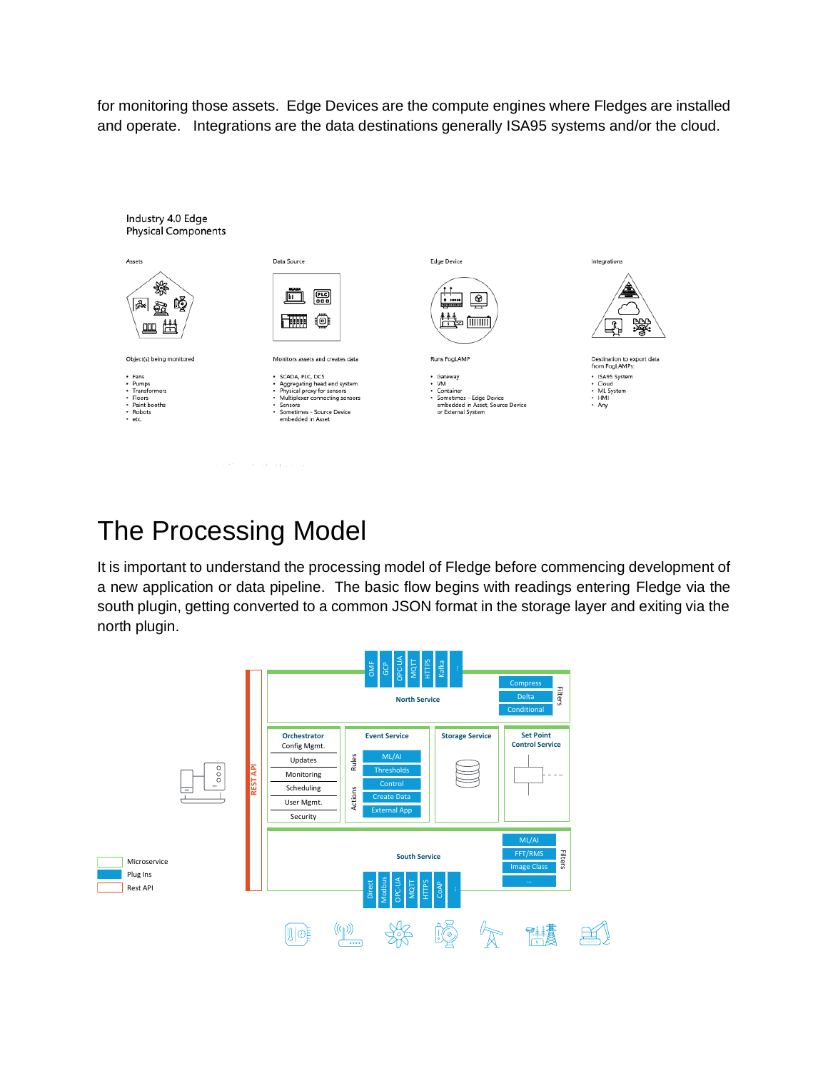for monitoring those assets. Edge Devices are the compute engines where Fledges are installed and operate. Integrations are the data destinations generally ISA95 systems and/or the cloud.

Industry 4.0 Edge
Physical Components

**Assets**

Object(s) being monitored

- Fans
- Pumps
- Transformers
- Floors
- Paint booths
- Robots
- etc.

**Data Source**

Monitors assets and creates data

- SCADA, PLC, DCS
- Aggregating head end system
- Physical proxy for sensors
- Multiplexer connecting sensors
- Sensors
- Sometimes - Source Device embedded in Asset

**Edge Device**

Runs FogLAMP

- Gateway
- VM
- Container
- Sometimes – Edge Device embedded in Asset, Source Device or External System

**Integrations**

Destination to export data from FogLAMPs:

- ISA95 System
- Cloud
- ML System
- HMI
- Any

# The Processing Model

It is important to understand the processing model of Fledge before commencing development of a new application or data pipeline. The basic flow begins with readings entering Fledge via the south plugin, getting converted to a common JSON format in the storage layer and exiting via the north plugin.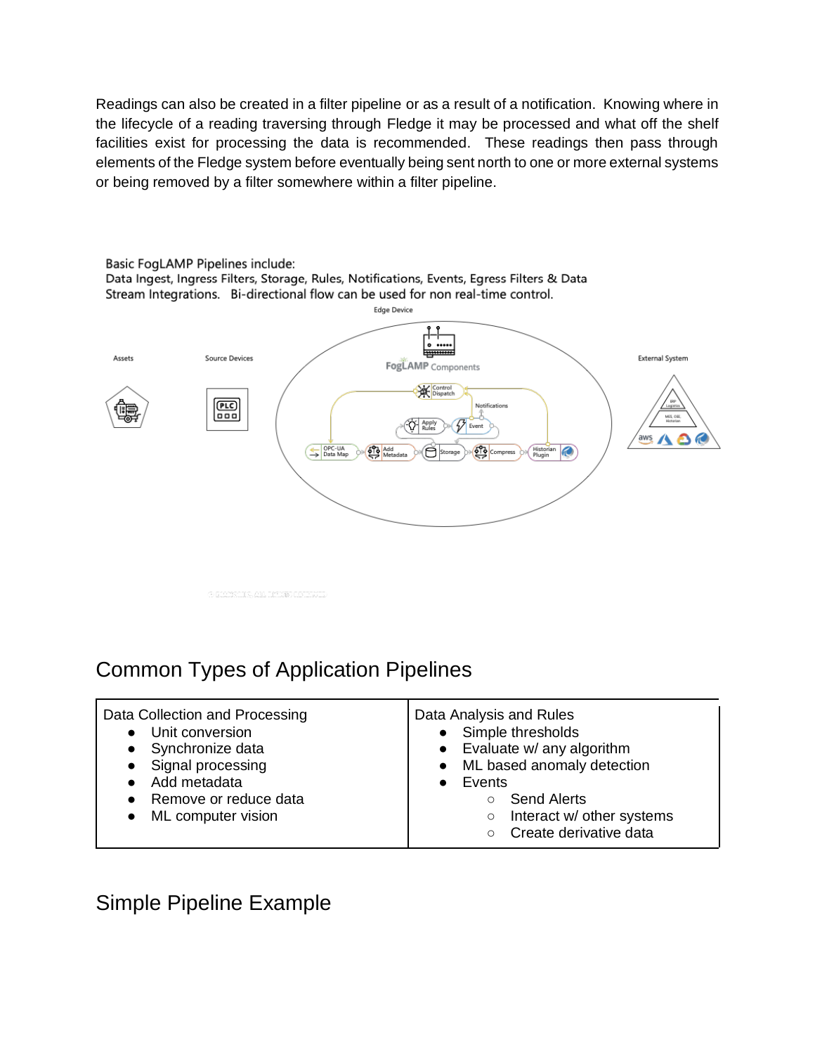Readings can also be created in a filter pipeline or as a result of a notification. Knowing where in the lifecycle of a reading traversing through Fledge it may be processed and what off the shelf facilities exist for processing the data is recommended. These readings then pass through elements of the Fledge system before eventually being sent north to one or more external systems or being removed by a filter somewhere within a filter pipeline.

Basic FogLAMP Pipelines include:
Data Ingest, Ingress Filters, Storage, Rules, Notifications, Events, Egress Filters & Data Stream Integrations. Bi-directional flow can be used for non real-time control.

## Common Types of Application Pipelines

| Data Collection and Processing | Data Analysis and Rules |
|---|---|
| • Unit conversion<br>• Synchronize data<br>• Signal processing<br>• Add metadata<br>• Remove or reduce data<br>• ML computer vision | • Simple thresholds<br>• Evaluate w/ any algorithm<br>• ML based anomaly detection<br>• Events<br>  ○ Send Alerts<br>  ○ Interact w/ other systems<br>  ○ Create derivative data |

## Simple Pipeline Example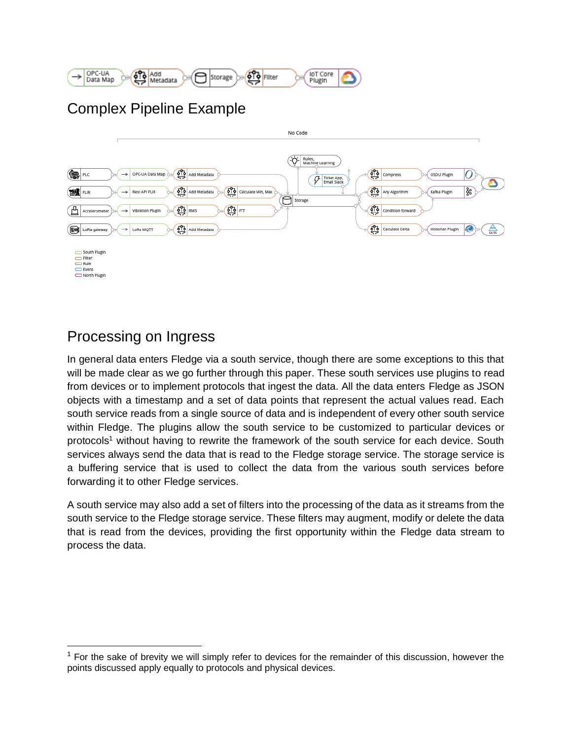## Complex Pipeline Example

## Processing on Ingress

In general data enters Fledge via a south service, though there are some exceptions to this that will be made clear as we go further through this paper. These south services use plugins to read from devices or to implement protocols that ingest the data. All the data enters Fledge as JSON objects with a timestamp and a set of data points that represent the actual values read. Each south service reads from a single source of data and is independent of every other south service within Fledge. The plugins allow the south service to be customized to particular devices or protocols[1] without having to rewrite the framework of the south service for each device. South services always send the data that is read to the Fledge storage service. The storage service is a buffering service that is used to collect the data from the various south services before forwarding it to other Fledge services.

A south service may also add a set of filters into the processing of the data as it streams from the south service to the Fledge storage service. These filters may augment, modify or delete the data that is read from the devices, providing the first opportunity within the Fledge data stream to process the data.

[1] For the sake of brevity we will simply refer to devices for the remainder of this discussion, however the points discussed apply equally to protocols and physical devices.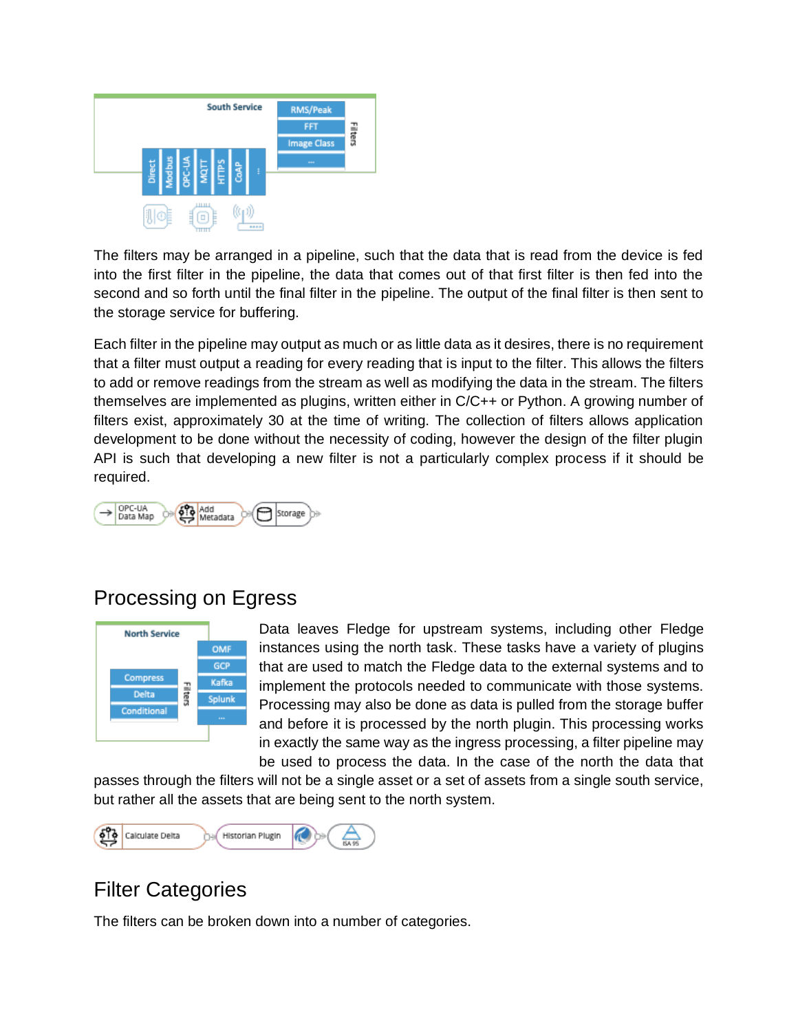The filters may be arranged in a pipeline, such that the data that is read from the device is fed into the first filter in the pipeline, the data that comes out of that first filter is then fed into the second and so forth until the final filter in the pipeline. The output of the final filter is then sent to the storage service for buffering.

Each filter in the pipeline may output as much or as little data as it desires, there is no requirement that a filter must output a reading for every reading that is input to the filter. This allows the filters to add or remove readings from the stream as well as modifying the data in the stream. The filters themselves are implemented as plugins, written either in C/C++ or Python. A growing number of filters exist, approximately 30 at the time of writing. The collection of filters allows application development to be done without the necessity of coding, however the design of the filter plugin API is such that developing a new filter is not a particularly complex process if it should be required.

## Processing on Egress

Data leaves Fledge for upstream systems, including other Fledge instances using the north task. These tasks have a variety of plugins that are used to match the Fledge data to the external systems and to implement the protocols needed to communicate with those systems. Processing may also be done as data is pulled from the storage buffer and before it is processed by the north plugin. This processing works in exactly the same way as the ingress processing, a filter pipeline may be used to process the data. In the case of the north the data that passes through the filters will not be a single asset or a set of assets from a single south service, but rather all the assets that are being sent to the north system.

## Filter Categories

The filters can be broken down into a number of categories.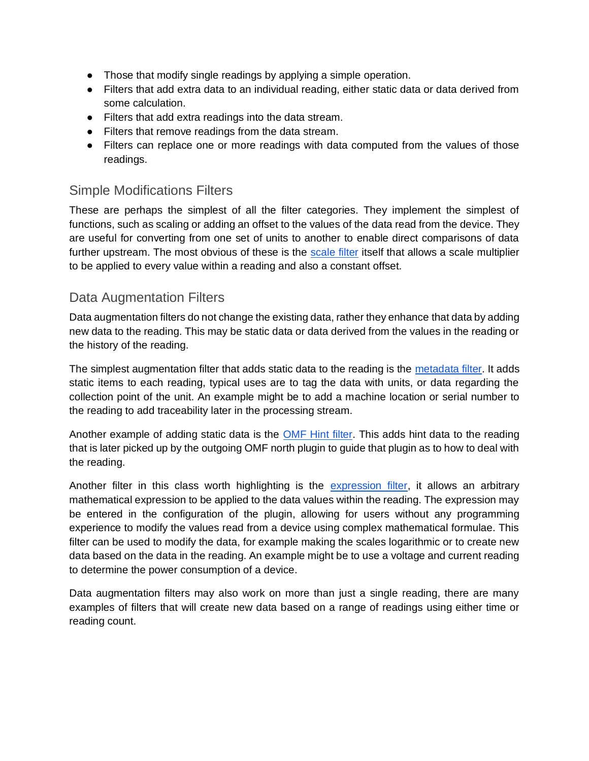- Those that modify single readings by applying a simple operation.
- Filters that add extra data to an individual reading, either static data or data derived from some calculation.
- Filters that add extra readings into the data stream.
- Filters that remove readings from the data stream.
- Filters can replace one or more readings with data computed from the values of those readings.

## Simple Modifications Filters

These are perhaps the simplest of all the filter categories. They implement the simplest of functions, such as scaling or adding an offset to the values of the data read from the device. They are useful for converting from one set of units to another to enable direct comparisons of data further upstream. The most obvious of these is the [scale filter]() itself that allows a scale multiplier to be applied to every value within a reading and also a constant offset.

## Data Augmentation Filters

Data augmentation filters do not change the existing data, rather they enhance that data by adding new data to the reading. This may be static data or data derived from the values in the reading or the history of the reading.

The simplest augmentation filter that adds static data to the reading is the [metadata filter](). It adds static items to each reading, typical uses are to tag the data with units, or data regarding the collection point of the unit. An example might be to add a machine location or serial number to the reading to add traceability later in the processing stream.

Another example of adding static data is the [OMF Hint filter](). This adds hint data to the reading that is later picked up by the outgoing OMF north plugin to guide that plugin as to how to deal with the reading.

Another filter in this class worth highlighting is the [expression filter](), it allows an arbitrary mathematical expression to be applied to the data values within the reading. The expression may be entered in the configuration of the plugin, allowing for users without any programming experience to modify the values read from a device using complex mathematical formulae. This filter can be used to modify the data, for example making the scales logarithmic or to create new data based on the data in the reading. An example might be to use a voltage and current reading to determine the power consumption of a device.

Data augmentation filters may also work on more than just a single reading, there are many examples of filters that will create new data based on a range of readings using either time or reading count.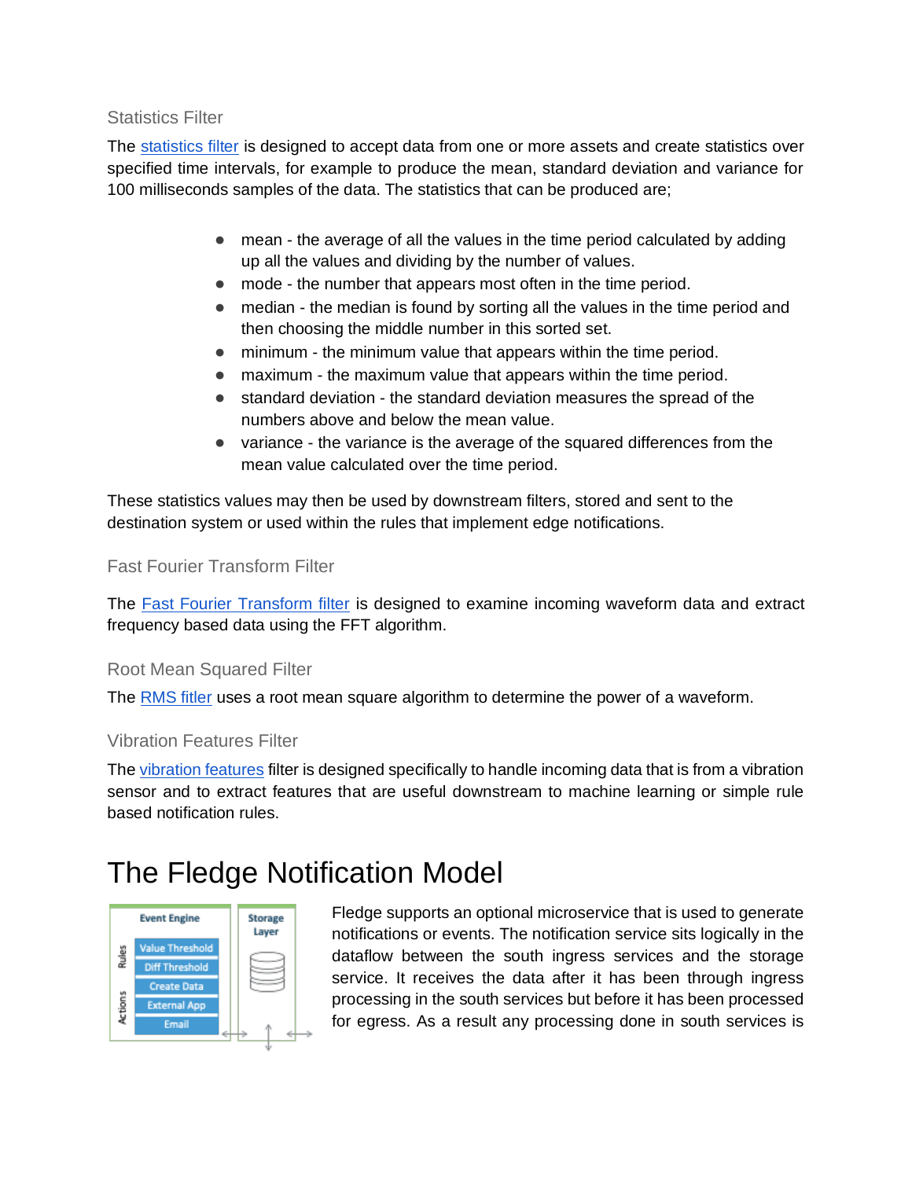### Statistics Filter

The statistics filter is designed to accept data from one or more assets and create statistics over specified time intervals, for example to produce the mean, standard deviation and variance for 100 milliseconds samples of the data. The statistics that can be produced are;

- mean - the average of all the values in the time period calculated by adding up all the values and dividing by the number of values.
- mode - the number that appears most often in the time period.
- median - the median is found by sorting all the values in the time period and then choosing the middle number in this sorted set.
- minimum - the minimum value that appears within the time period.
- maximum - the maximum value that appears within the time period.
- standard deviation - the standard deviation measures the spread of the numbers above and below the mean value.
- variance - the variance is the average of the squared differences from the mean value calculated over the time period.

These statistics values may then be used by downstream filters, stored and sent to the destination system or used within the rules that implement edge notifications.

### Fast Fourier Transform Filter

The Fast Fourier Transform filter is designed to examine incoming waveform data and extract frequency based data using the FFT algorithm.

### Root Mean Squared Filter

The RMS fitler uses a root mean square algorithm to determine the power of a waveform.

### Vibration Features Filter

The vibration features filter is designed specifically to handle incoming data that is from a vibration sensor and to extract features that are useful downstream to machine learning or simple rule based notification rules.

# The Fledge Notification Model

Fledge supports an optional microservice that is used to generate notifications or events. The notification service sits logically in the dataflow between the south ingress services and the storage service. It receives the data after it has been through ingress processing in the south services but before it has been processed for egress. As a result any processing done in south services is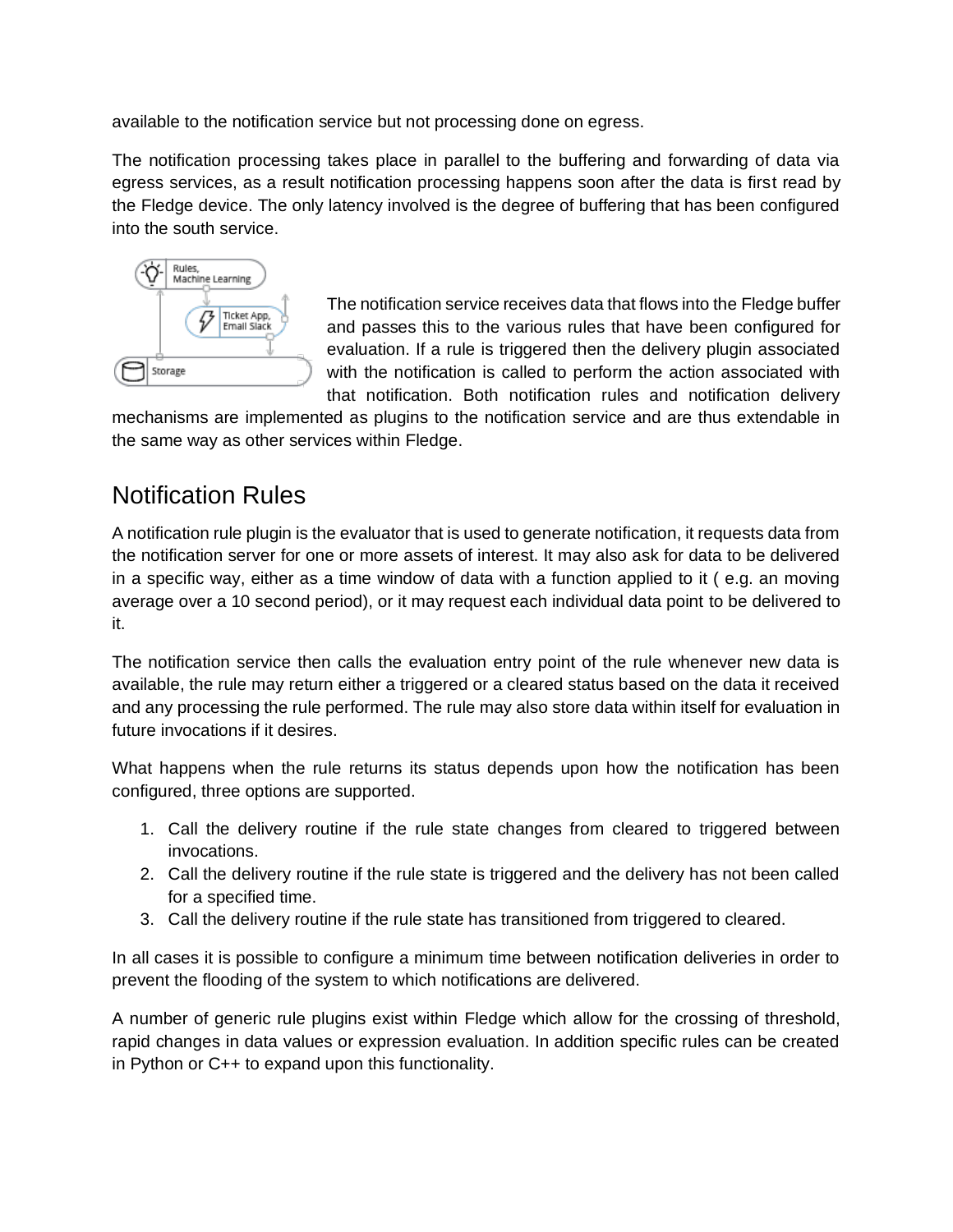available to the notification service but not processing done on egress.

The notification processing takes place in parallel to the buffering and forwarding of data via egress services, as a result notification processing happens soon after the data is first read by the Fledge device. The only latency involved is the degree of buffering that has been configured into the south service.

The notification service receives data that flows into the Fledge buffer and passes this to the various rules that have been configured for evaluation. If a rule is triggered then the delivery plugin associated with the notification is called to perform the action associated with that notification. Both notification rules and notification delivery mechanisms are implemented as plugins to the notification service and are thus extendable in the same way as other services within Fledge.

## Notification Rules

A notification rule plugin is the evaluator that is used to generate notification, it requests data from the notification server for one or more assets of interest. It may also ask for data to be delivered in a specific way, either as a time window of data with a function applied to it ( e.g. an moving average over a 10 second period), or it may request each individual data point to be delivered to it.

The notification service then calls the evaluation entry point of the rule whenever new data is available, the rule may return either a triggered or a cleared status based on the data it received and any processing the rule performed. The rule may also store data within itself for evaluation in future invocations if it desires.

What happens when the rule returns its status depends upon how the notification has been configured, three options are supported.

1. Call the delivery routine if the rule state changes from cleared to triggered between invocations.
2. Call the delivery routine if the rule state is triggered and the delivery has not been called for a specified time.
3. Call the delivery routine if the rule state has transitioned from triggered to cleared.

In all cases it is possible to configure a minimum time between notification deliveries in order to prevent the flooding of the system to which notifications are delivered.

A number of generic rule plugins exist within Fledge which allow for the crossing of threshold, rapid changes in data values or expression evaluation. In addition specific rules can be created in Python or C++ to expand upon this functionality.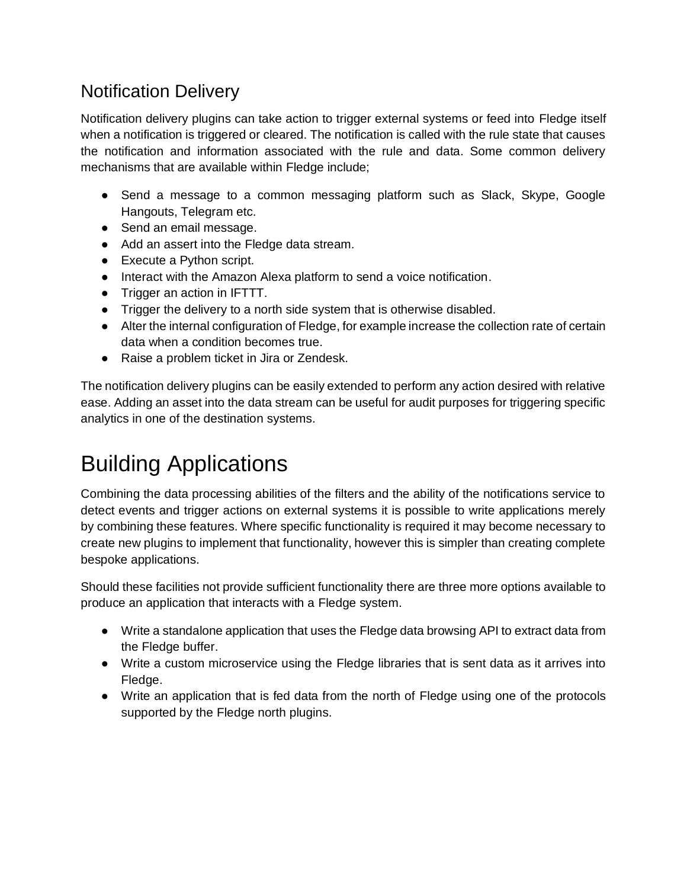## Notification Delivery

Notification delivery plugins can take action to trigger external systems or feed into Fledge itself when a notification is triggered or cleared. The notification is called with the rule state that causes the notification and information associated with the rule and data. Some common delivery mechanisms that are available within Fledge include;

- Send a message to a common messaging platform such as Slack, Skype, Google Hangouts, Telegram etc.
- Send an email message.
- Add an assert into the Fledge data stream.
- Execute a Python script.
- Interact with the Amazon Alexa platform to send a voice notification.
- Trigger an action in IFTTT.
- Trigger the delivery to a north side system that is otherwise disabled.
- Alter the internal configuration of Fledge, for example increase the collection rate of certain data when a condition becomes true.
- Raise a problem ticket in Jira or Zendesk.

The notification delivery plugins can be easily extended to perform any action desired with relative ease. Adding an asset into the data stream can be useful for audit purposes for triggering specific analytics in one of the destination systems.

# Building Applications

Combining the data processing abilities of the filters and the ability of the notifications service to detect events and trigger actions on external systems it is possible to write applications merely by combining these features. Where specific functionality is required it may become necessary to create new plugins to implement that functionality, however this is simpler than creating complete bespoke applications.

Should these facilities not provide sufficient functionality there are three more options available to produce an application that interacts with a Fledge system.

- Write a standalone application that uses the Fledge data browsing API to extract data from the Fledge buffer.
- Write a custom microservice using the Fledge libraries that is sent data as it arrives into Fledge.
- Write an application that is fed data from the north of Fledge using one of the protocols supported by the Fledge north plugins.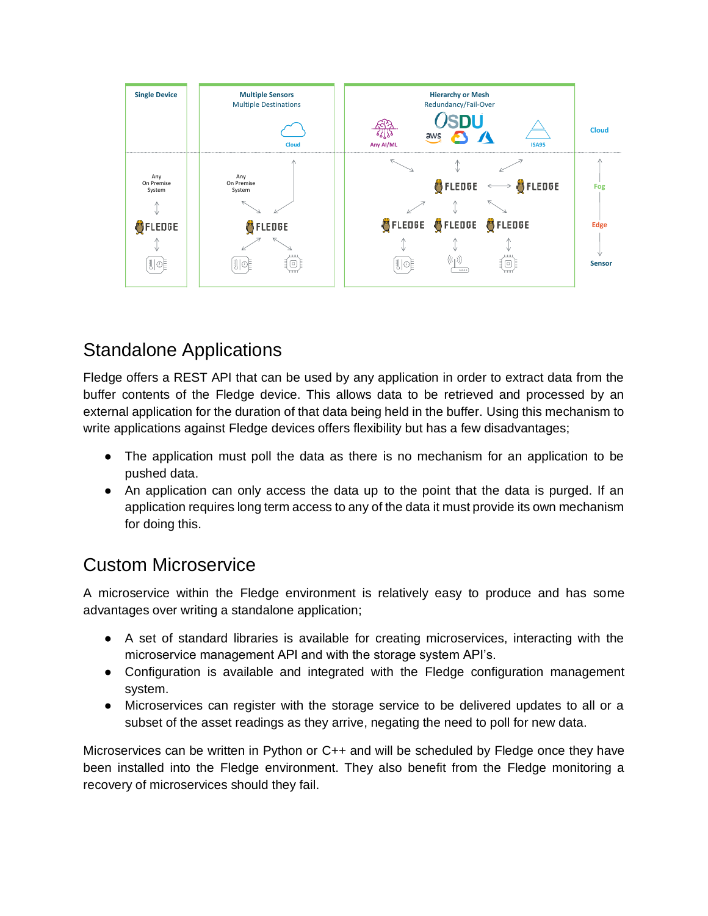## Standalone Applications

Fledge offers a REST API that can be used by any application in order to extract data from the buffer contents of the Fledge device. This allows data to be retrieved and processed by an external application for the duration of that data being held in the buffer. Using this mechanism to write applications against Fledge devices offers flexibility but has a few disadvantages;

- The application must poll the data as there is no mechanism for an application to be pushed data.
- An application can only access the data up to the point that the data is purged. If an application requires long term access to any of the data it must provide its own mechanism for doing this.

## Custom Microservice

A microservice within the Fledge environment is relatively easy to produce and has some advantages over writing a standalone application;

- A set of standard libraries is available for creating microservices, interacting with the microservice management API and with the storage system API's.
- Configuration is available and integrated with the Fledge configuration management system.
- Microservices can register with the storage service to be delivered updates to all or a subset of the asset readings as they arrive, negating the need to poll for new data.

Microservices can be written in Python or C++ and will be scheduled by Fledge once they have been installed into the Fledge environment. They also benefit from the Fledge monitoring a recovery of microservices should they fail.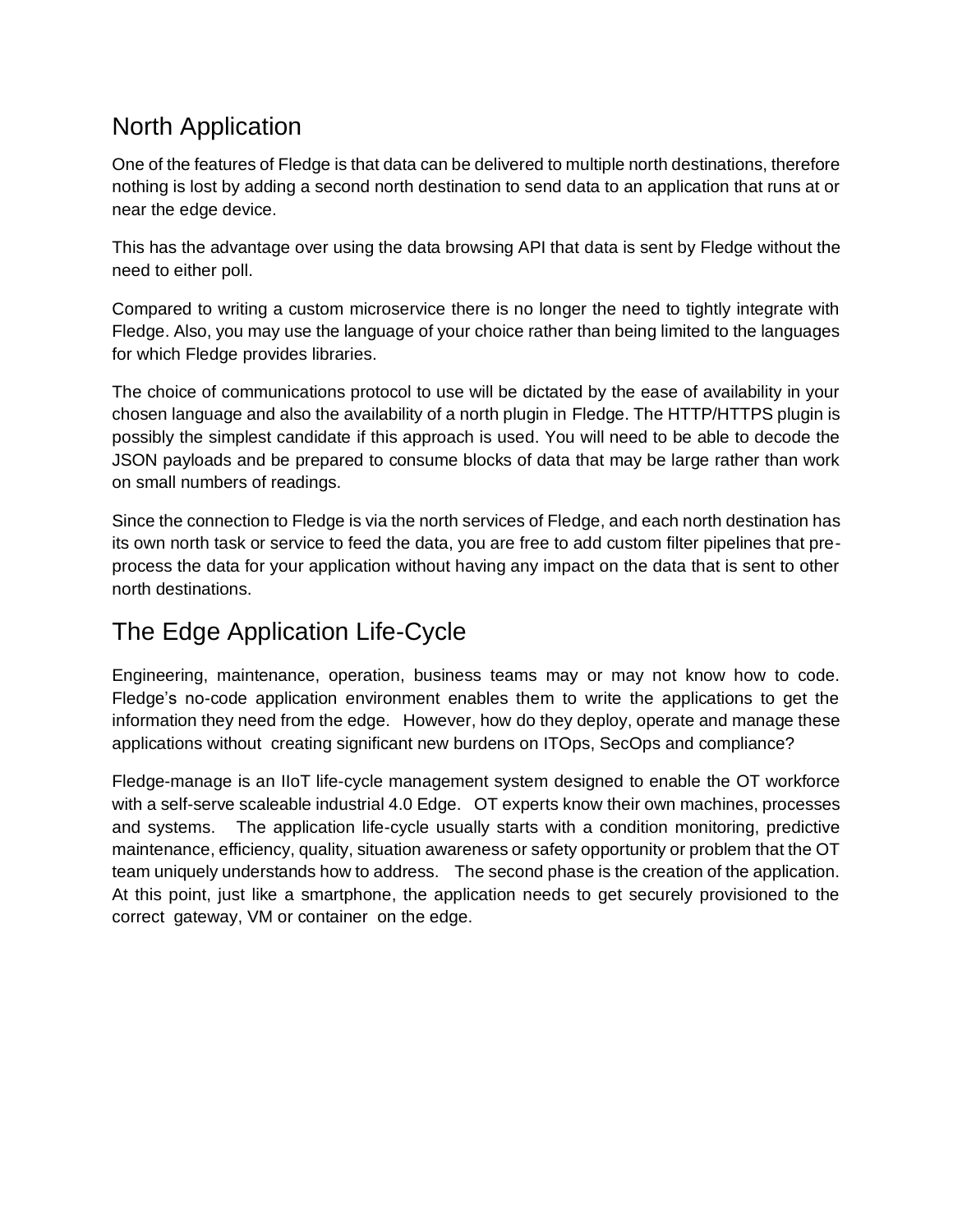## North Application

One of the features of Fledge is that data can be delivered to multiple north destinations, therefore nothing is lost by adding a second north destination to send data to an application that runs at or near the edge device.

This has the advantage over using the data browsing API that data is sent by Fledge without the need to either poll.

Compared to writing a custom microservice there is no longer the need to tightly integrate with Fledge. Also, you may use the language of your choice rather than being limited to the languages for which Fledge provides libraries.

The choice of communications protocol to use will be dictated by the ease of availability in your chosen language and also the availability of a north plugin in Fledge. The HTTP/HTTPS plugin is possibly the simplest candidate if this approach is used. You will need to be able to decode the JSON payloads and be prepared to consume blocks of data that may be large rather than work on small numbers of readings.

Since the connection to Fledge is via the north services of Fledge, and each north destination has its own north task or service to feed the data, you are free to add custom filter pipelines that pre-process the data for your application without having any impact on the data that is sent to other north destinations.

## The Edge Application Life-Cycle

Engineering, maintenance, operation, business teams may or may not know how to code. Fledge's no-code application environment enables them to write the applications to get the information they need from the edge. However, how do they deploy, operate and manage these applications without creating significant new burdens on ITOps, SecOps and compliance?

Fledge-manage is an IIoT life-cycle management system designed to enable the OT workforce with a self-serve scaleable industrial 4.0 Edge. OT experts know their own machines, processes and systems. The application life-cycle usually starts with a condition monitoring, predictive maintenance, efficiency, quality, situation awareness or safety opportunity or problem that the OT team uniquely understands how to address. The second phase is the creation of the application. At this point, just like a smartphone, the application needs to get securely provisioned to the correct gateway, VM or container on the edge.